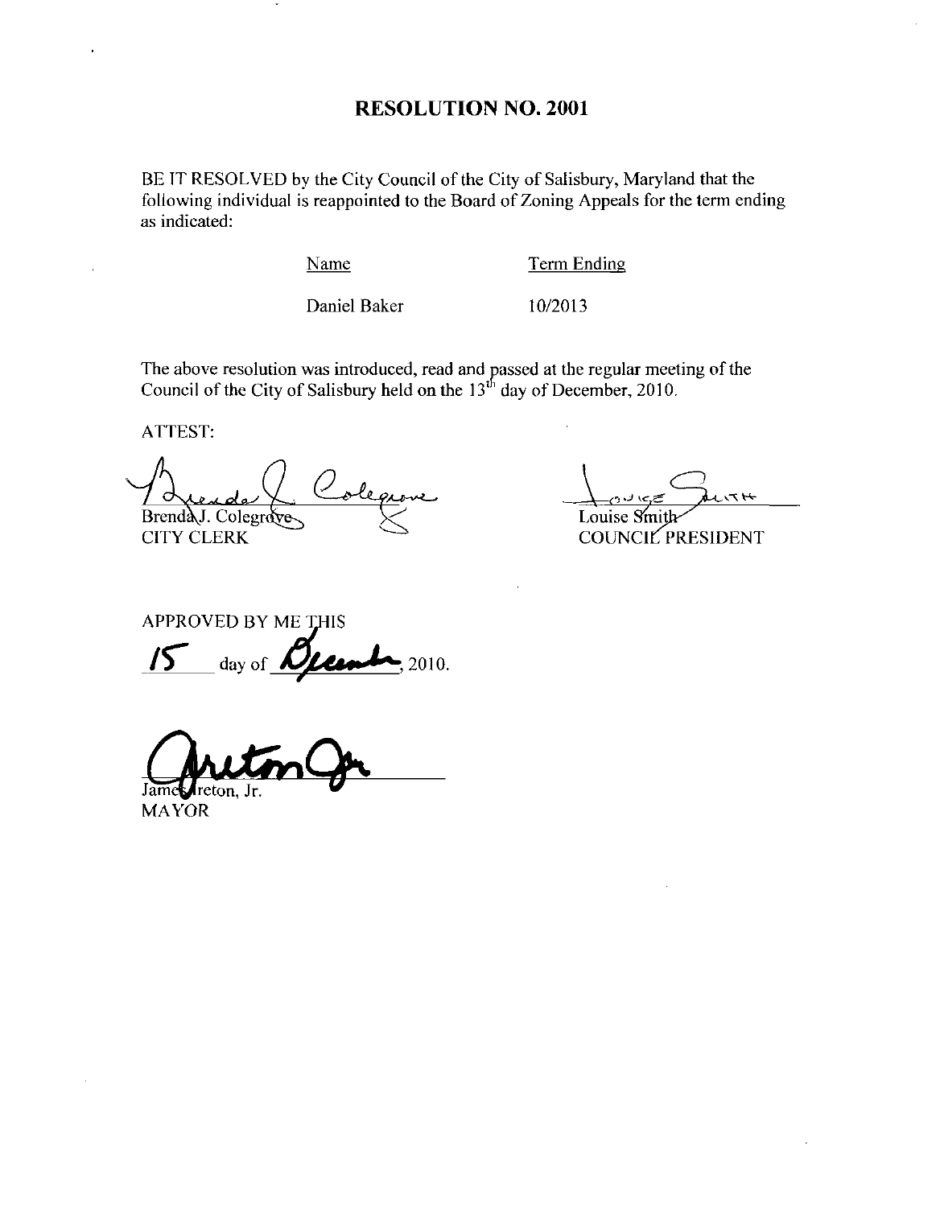# RESOLUTION NO. 2001

BE IT RESOLVED by the City Council of the City of Salisbury, Maryland that the following individual is reappointed to the Board of Zoning Appeals for the term ending as indicated:

| Name | Term Ending |
|---|---|
| Daniel Baker | 10/2013 |

The above resolution was introduced, read and passed at the regular meeting of the Council of the City of Salisbury held on the 13th day of December, 2010.

ATTEST:

Brenda J. Colegrove
CITY CLERK

Louise Smith
COUNCIL PRESIDENT

APPROVED BY ME THIS

15 day of December, 2010.

James Ireton, Jr.
MAYOR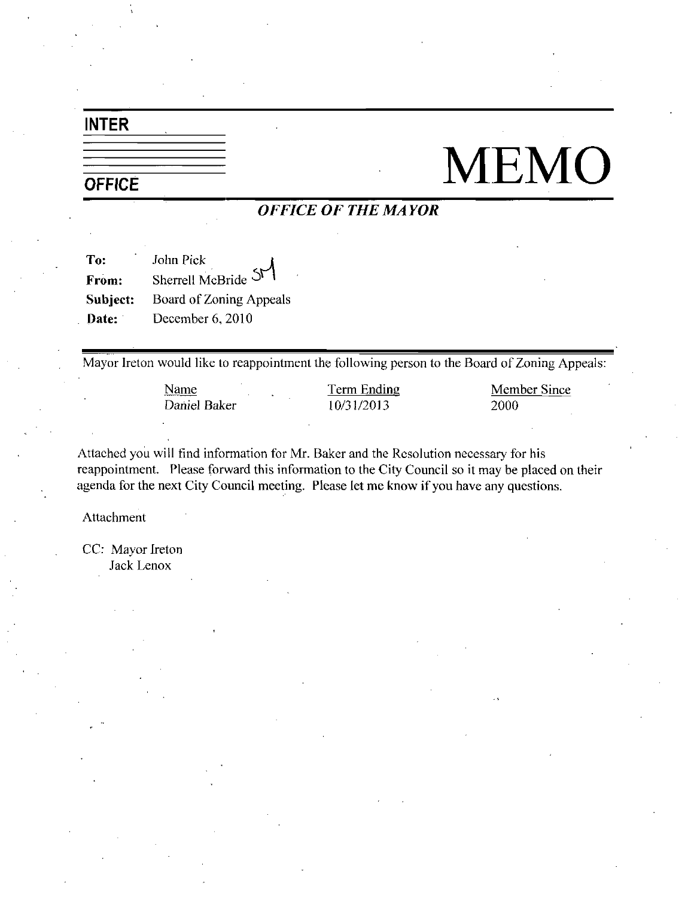**INTER**

**OFFICE**

# MEMO

***OFFICE OF THE MAYOR***

**To:** John Pick

**From:** Sherrell McBride SM

**Subject:** Board of Zoning Appeals

**Date:** December 6, 2010

---

Mayor Ireton would like to reappointment the following person to the Board of Zoning Appeals:

| Name | Term Ending | Member Since |
|---|---|---|
| Daniel Baker | 10/31/2013 | 2000 |

Attached you will find information for Mr. Baker and the Resolution necessary for his reappointment. Please forward this information to the City Council so it may be placed on their agenda for the next City Council meeting. Please let me know if you have any questions.

Attachment

CC: Mayor Ireton
Jack Lenox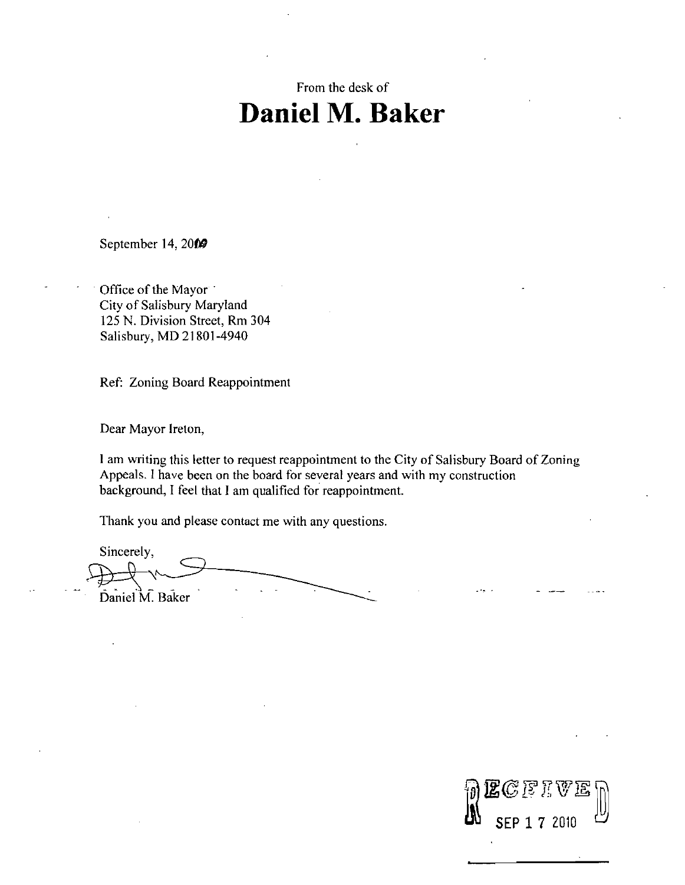From the desk of

# Daniel M. Baker

September 14, 2009

Office of the Mayor
City of Salisbury Maryland
125 N. Division Street, Rm 304
Salisbury, MD 21801-4940

Ref: Zoning Board Reappointment

Dear Mayor Ireton,

I am writing this letter to request reappointment to the City of Salisbury Board of Zoning Appeals. I have been on the board for several years and with my construction background, I feel that I am qualified for reappointment.

Thank you and please contact me with any questions.

Sincerely,

Daniel M. Baker

RECEIVED
SEP 17 2010